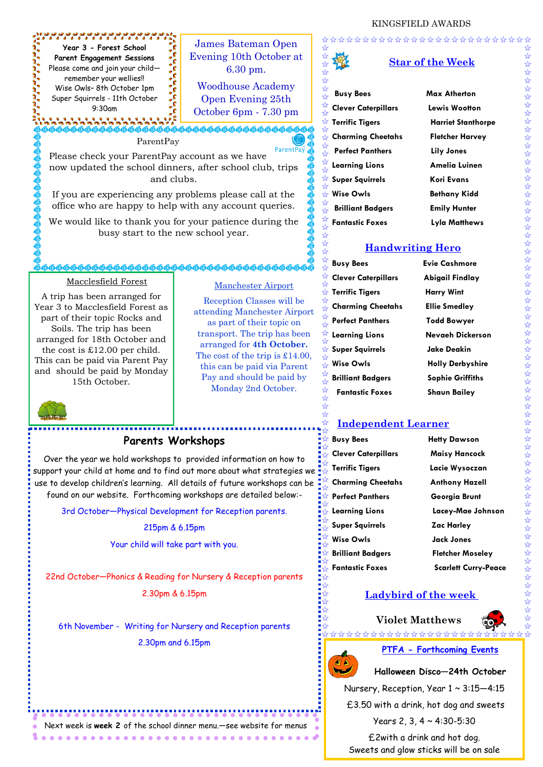**Year 3 - Forest School**
**Parent Engagement Sessions**
Please come and join your child—remember your wellies!!
Wise Owls– 8th October 1pm
Super Squirrels - 11th October 9:30am

James Bateman Open Evening 10th October at 6.30 pm.

Woodhouse Academy Open Evening 25th October 6pm - 7.30 pm

## ParentPay

Please check your ParentPay account as we have now updated the school dinners, after school club, trips and clubs.

If you are experiencing any problems please call at the office who are happy to help with any account queries.

We would like to thank you for your patience during the busy start to the new school year.

## Macclesfield Forest

A trip has been arranged for Year 3 to Macclesfield Forest as part of their topic Rocks and Soils. The trip has been arranged for 18th October and the cost is £12.00 per child. This can be paid via Parent Pay and should be paid by Monday 15th October.

## Manchester Airport

Reception Classes will be attending Manchester Airport as part of their topic on transport. The trip has been arranged for **4th October.** The cost of the trip is £14.00, this can be paid via Parent Pay and should be paid by Monday 2nd October.

## Parents Workshops

Over the year we hold workshops to provided information on how to support your child at home and to find out more about what strategies we use to develop children's learning. All details of future workshops can be found on our website. Forthcoming workshops are detailed below:-

3rd October—Physical Development for Reception parents.
215pm & 6.15pm
Your child will take part with you.

22nd October—Phonics & Reading for Nursery & Reception parents
2.30pm & 6.15pm

6th November - Writing for Nursery and Reception parents
2.30pm and 6.15pm

Next week is **week 2** of the school dinner menu.—see website for menus

# KINGSFIELD AWARDS

## Star of the Week

| Class | Name |
|---|---|
| Busy Bees | Max Atherton |
| Clever Caterpillars | Lewis Wootton |
| Terrific Tigers | Harriet Stanthorpe |
| Charming Cheetahs | Fletcher Harvey |
| Perfect Panthers | Lily Jones |
| Learning Lions | Amelia Luinen |
| Super Squirrels | Kori Evans |
| Wise Owls | Bethany Kidd |
| Brilliant Badgers | Emily Hunter |
| Fantastic Foxes | Lyla Matthews |

## Handwriting Hero

| Class | Name |
|---|---|
| Busy Bees | Evie Cashmore |
| Clever Caterpillars | Abigail Findlay |
| Terrific Tigers | Harry Wint |
| Charming Cheetahs | Ellie Smedley |
| Perfect Panthers | Todd Bowyer |
| Learning Lions | Nevaeh Dickerson |
| Super Squirrels | Jake Deakin |
| Wise Owls | Holly Derbyshire |
| Brilliant Badgers | Sophie Griffiths |
| Fantastic Foxes | Shaun Bailey |

## Independent Learner

| Class | Name |
|---|---|
| Busy Bees | Hetty Dawson |
| Clever Caterpillars | Maisy Hancock |
| Terrific Tigers | Lacie Wysoczan |
| Charming Cheetahs | Anthony Hazell |
| Perfect Panthers | Georgia Brunt |
| Learning Lions | Lacey-Mae Johnson |
| Super Squirrels | Zac Harley |
| Wise Owls | Jack Jones |
| Brilliant Badgers | Fletcher Moseley |
| Fantastic Foxes | Scarlett Curry-Peace |

## Ladybird of the week

Violet Matthews

## PTFA - Forthcoming Events

**Halloween Disco—24th October**

Nursery, Reception, Year 1 ~ 3:15—4:15
£3.50 with a drink, hot dog and sweets

Years 2, 3, 4 ~ 4:30-5:30
£2with a drink and hot dog.
Sweets and glow sticks will be on sale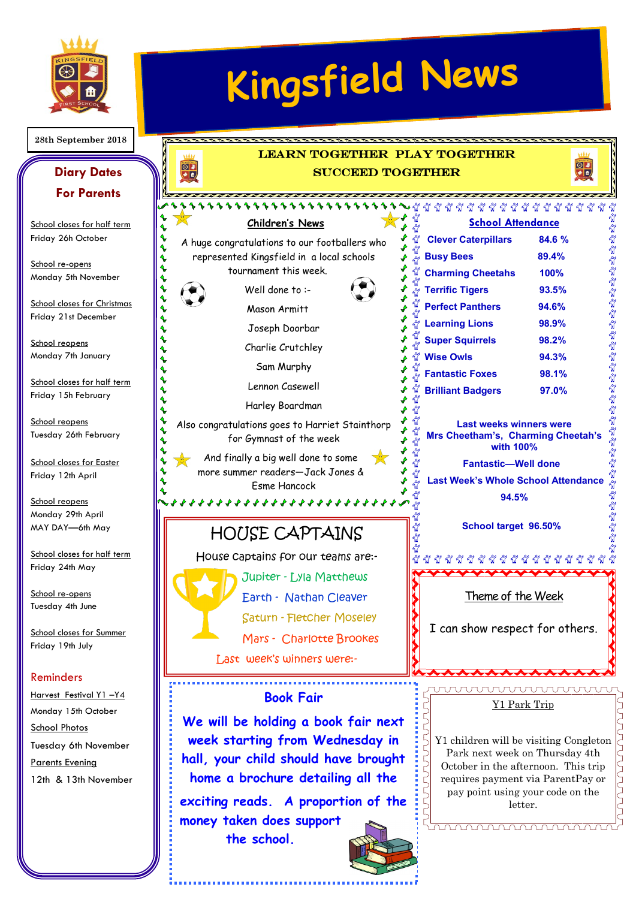# Kingsfield News

28th September 2018

**LEARN TOGETHER PLAY TOGETHER SUCCEED TOGETHER**

## Diary Dates For Parents

School closes for half term
Friday 26h October

School re-opens
Monday 5th November

School closes for Christmas
Friday 21st December

School reopens
Monday 7th January

School closes for half term
Friday 15h February

School reopens
Tuesday 26th February

School closes for Easter
Friday 12th April

School reopens
Monday 29th April
MAY DAY—6th May

School closes for half term
Friday 24th May

School re-opens
Tuesday 4th June

School closes for Summer
Friday 19th July

### Reminders

Harvest Festival Y1 –Y4
Monday 15th October

School Photos
Tuesday 6th November

Parents Evening
12th & 13th November

## Children's News

A huge congratulations to our footballers who represented Kingsfield in a local schools tournament this week.

Well done to :-

Mason Armitt

Joseph Doorbar

Charlie Crutchley

Sam Murphy

Lennon Casewell

Harley Boardman

Also congratulations goes to Harriet Stainthorp for Gymnast of the week

And finally a big well done to some more summer readers—Jack Jones & Esme Hancock

## School Attendance

| | |
|---|---|
| Clever Caterpillars | 84.6 % |
| Busy Bees | 89.4% |
| Charming Cheetahs | 100% |
| Terrific Tigers | 93.5% |
| Perfect Panthers | 94.6% |
| Learning Lions | 98.9% |
| Super Squirrels | 98.2% |
| Wise Owls | 94.3% |
| Fantastic Foxes | 98.1% |
| Brilliant Badgers | 97.0% |

Last weeks winners were Mrs Cheetham's, Charming Cheetah's with 100%

Fantastic—Well done

Last Week's Whole School Attendance

94.5%

School target 96.50%

## HOUSE CAPTAINS

House captains for our teams are:-

Jupiter - Lyla Matthews

Earth - Nathan Cleaver

Saturn - Fletcher Moseley

Mars - Charlotte Brookes

Last week's winners were:-

## Theme of the Week

I can show respect for others.

## Book Fair

**We will be holding a book fair next week starting from Wednesday in hall, your child should have brought home a brochure detailing all the exciting reads. A proportion of the money taken does support the school.**

## Y1 Park Trip

Y1 children will be visiting Congleton Park next week on Thursday 4th October in the afternoon. This trip requires payment via ParentPay or pay point using your code on the letter.